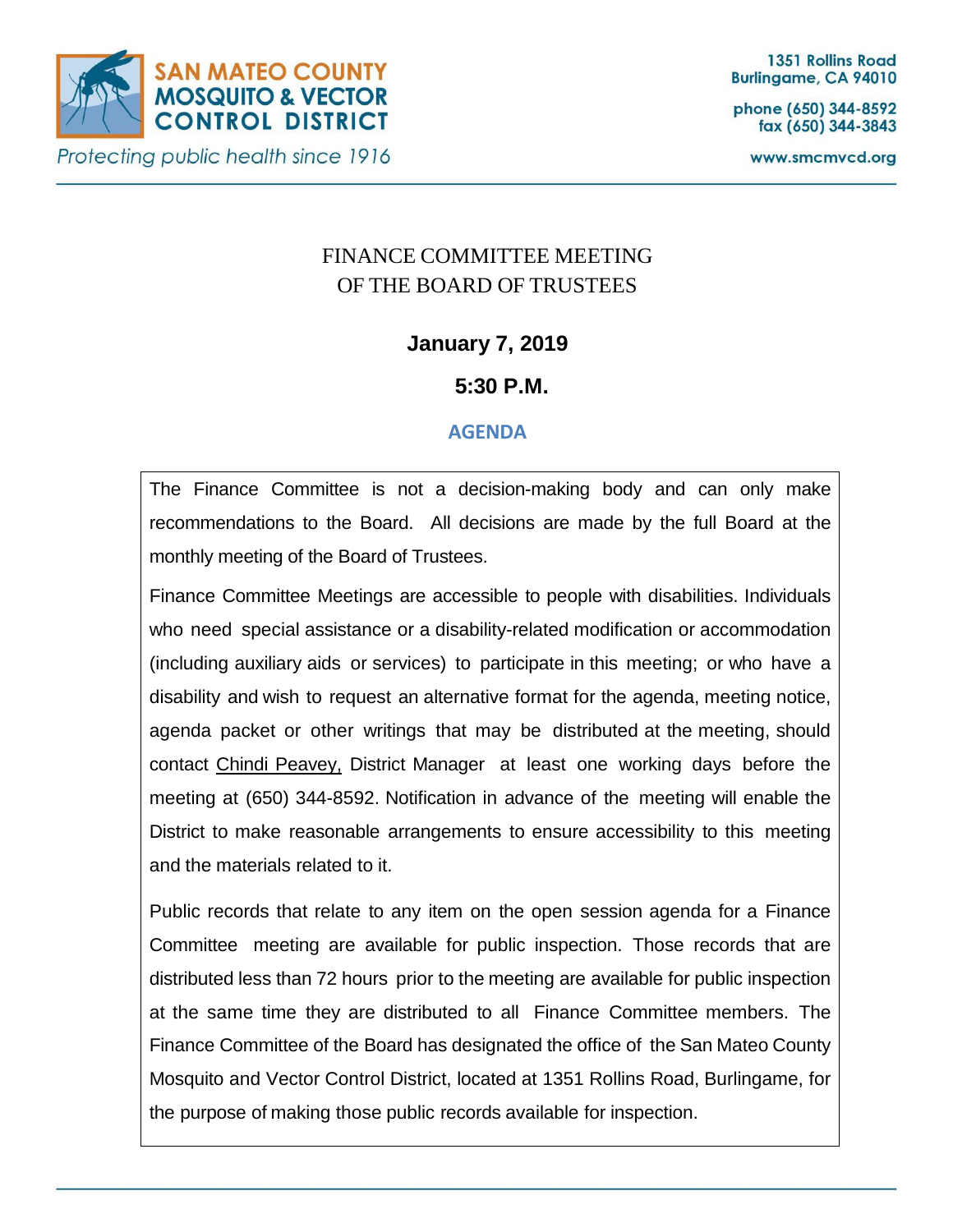**SAN MATEO COUNTY MOSQUITO & VECTOR CONTROL DISTRICT**

*Protecting public health since 1916*

1351 Rollins Road
Burlingame, CA 94010

phone (650) 344-8592
fax (650) 344-3843

www.smcmvcd.org

# FINANCE COMMITTEE MEETING OF THE BOARD OF TRUSTEES

**January 7, 2019**

**5:30 P.M.**

## AGENDA

The Finance Committee is not a decision-making body and can only make recommendations to the Board. All decisions are made by the full Board at the monthly meeting of the Board of Trustees.

Finance Committee Meetings are accessible to people with disabilities. Individuals who need special assistance or a disability-related modification or accommodation (including auxiliary aids or services) to participate in this meeting; or who have a disability and wish to request an alternative format for the agenda, meeting notice, agenda packet or other writings that may be distributed at the meeting, should contact Chindi Peavey, District Manager at least one working days before the meeting at (650) 344-8592. Notification in advance of the meeting will enable the District to make reasonable arrangements to ensure accessibility to this meeting and the materials related to it.

Public records that relate to any item on the open session agenda for a Finance Committee meeting are available for public inspection. Those records that are distributed less than 72 hours prior to the meeting are available for public inspection at the same time they are distributed to all Finance Committee members. The Finance Committee of the Board has designated the office of the San Mateo County Mosquito and Vector Control District, located at 1351 Rollins Road, Burlingame, for the purpose of making those public records available for inspection.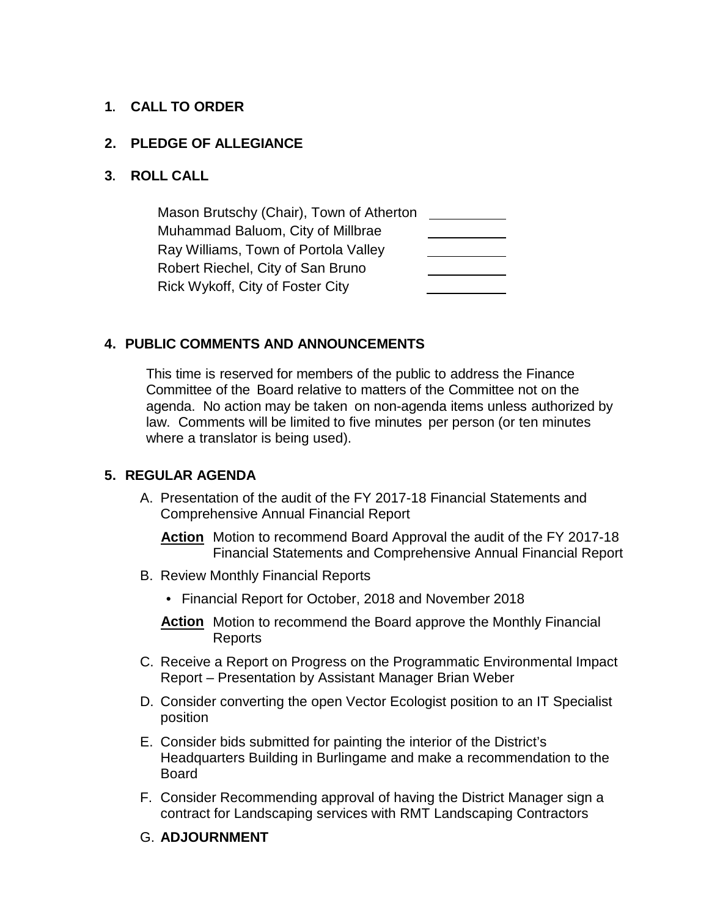## 1. CALL TO ORDER

## 2. PLEDGE OF ALLEGIANCE

## 3. ROLL CALL

| | |
|---|---|
| Mason Brutschy (Chair), Town of Atherton | ________ |
| Muhammad Baluom, City of Millbrae | ________ |
| Ray Williams, Town of Portola Valley | ________ |
| Robert Riechel, City of San Bruno | ________ |
| Rick Wykoff, City of Foster City | ________ |

## 4. PUBLIC COMMENTS AND ANNOUNCEMENTS

This time is reserved for members of the public to address the Finance Committee of the Board relative to matters of the Committee not on the agenda. No action may be taken on non-agenda items unless authorized by law. Comments will be limited to five minutes per person (or ten minutes where a translator is being used).

## 5. REGULAR AGENDA

A. Presentation of the audit of the FY 2017-18 Financial Statements and Comprehensive Annual Financial Report

**Action** Motion to recommend Board Approval the audit of the FY 2017-18 Financial Statements and Comprehensive Annual Financial Report

B. Review Monthly Financial Reports

- Financial Report for October, 2018 and November 2018

**Action** Motion to recommend the Board approve the Monthly Financial Reports

C. Receive a Report on Progress on the Programmatic Environmental Impact Report – Presentation by Assistant Manager Brian Weber

D. Consider converting the open Vector Ecologist position to an IT Specialist position

E. Consider bids submitted for painting the interior of the District's Headquarters Building in Burlingame and make a recommendation to the Board

F. Consider Recommending approval of having the District Manager sign a contract for Landscaping services with RMT Landscaping Contractors

G. **ADJOURNMENT**